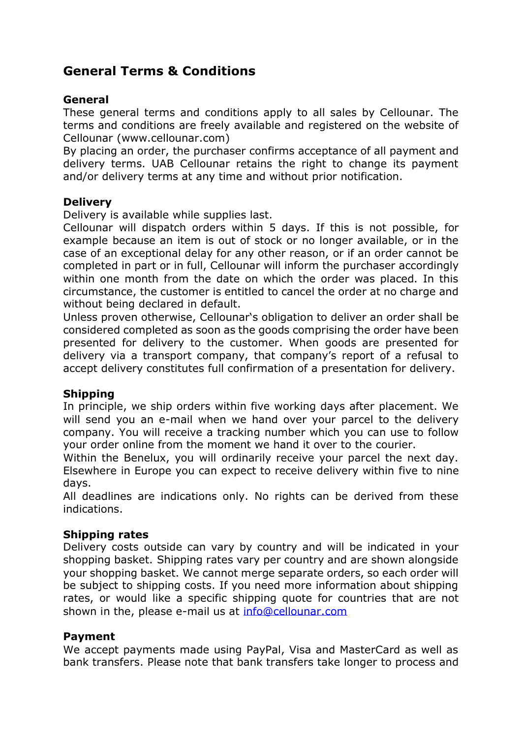# General Terms & Conditions

## General

These general terms and conditions apply to all sales by Cellounar. The terms and conditions are freely available and registered on the website of Cellounar (www.cellounar.com)

By placing an order, the purchaser confirms acceptance of all payment and delivery terms. UAB Cellounar retains the right to change its payment and/or delivery terms at any time and without prior notification.

## Delivery

Delivery is available while supplies last.

Cellounar will dispatch orders within 5 days. If this is not possible, for example because an item is out of stock or no longer available, or in the case of an exceptional delay for any other reason, or if an order cannot be completed in part or in full, Cellounar will inform the purchaser accordingly within one month from the date on which the order was placed. In this circumstance, the customer is entitled to cancel the order at no charge and without being declared in default.

Unless proven otherwise, Cellounar's obligation to deliver an order shall be considered completed as soon as the goods comprising the order have been presented for delivery to the customer. When goods are presented for delivery via a transport company, that company's report of a refusal to accept delivery constitutes full confirmation of a presentation for delivery.

## Shipping

In principle, we ship orders within five working days after placement. We will send you an e-mail when we hand over your parcel to the delivery company. You will receive a tracking number which you can use to follow your order online from the moment we hand it over to the courier.

Within the Benelux, you will ordinarily receive your parcel the next day. Elsewhere in Europe you can expect to receive delivery within five to nine days.

All deadlines are indications only. No rights can be derived from these indications.

## Shipping rates

Delivery costs outside can vary by country and will be indicated in your shopping basket. Shipping rates vary per country and are shown alongside your shopping basket. We cannot merge separate orders, so each order will be subject to shipping costs. If you need more information about shipping rates, or would like a specific shipping quote for countries that are not shown in the, please e-mail us at [info@cellounar.com](mailto:info@cellounar.com)

## Payment

We accept payments made using PayPal, Visa and MasterCard as well as bank transfers. Please note that bank transfers take longer to process and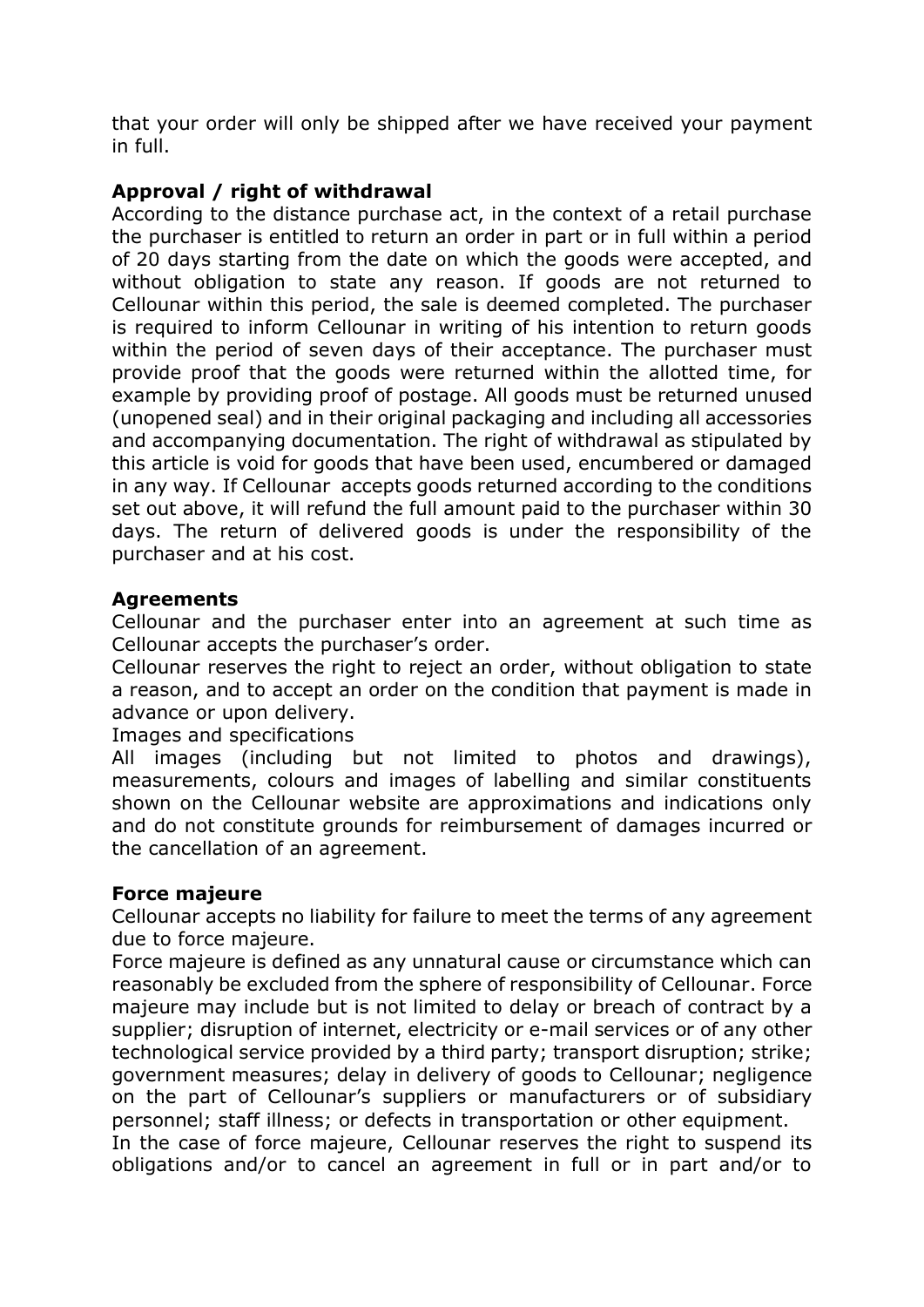that your order will only be shipped after we have received your payment in full.

**Approval / right of withdrawal**

According to the distance purchase act, in the context of a retail purchase the purchaser is entitled to return an order in part or in full within a period of 20 days starting from the date on which the goods were accepted, and without obligation to state any reason. If goods are not returned to Cellounar within this period, the sale is deemed completed. The purchaser is required to inform Cellounar in writing of his intention to return goods within the period of seven days of their acceptance. The purchaser must provide proof that the goods were returned within the allotted time, for example by providing proof of postage. All goods must be returned unused (unopened seal) and in their original packaging and including all accessories and accompanying documentation. The right of withdrawal as stipulated by this article is void for goods that have been used, encumbered or damaged in any way. If Cellounar accepts goods returned according to the conditions set out above, it will refund the full amount paid to the purchaser within 30 days. The return of delivered goods is under the responsibility of the purchaser and at his cost.

**Agreements**

Cellounar and the purchaser enter into an agreement at such time as Cellounar accepts the purchaser's order.

Cellounar reserves the right to reject an order, without obligation to state a reason, and to accept an order on the condition that payment is made in advance or upon delivery.

Images and specifications

All images (including but not limited to photos and drawings), measurements, colours and images of labelling and similar constituents shown on the Cellounar website are approximations and indications only and do not constitute grounds for reimbursement of damages incurred or the cancellation of an agreement.

**Force majeure**

Cellounar accepts no liability for failure to meet the terms of any agreement due to force majeure.

Force majeure is defined as any unnatural cause or circumstance which can reasonably be excluded from the sphere of responsibility of Cellounar. Force majeure may include but is not limited to delay or breach of contract by a supplier; disruption of internet, electricity or e-mail services or of any other technological service provided by a third party; transport disruption; strike; government measures; delay in delivery of goods to Cellounar; negligence on the part of Cellounar's suppliers or manufacturers or of subsidiary personnel; staff illness; or defects in transportation or other equipment.

In the case of force majeure, Cellounar reserves the right to suspend its obligations and/or to cancel an agreement in full or in part and/or to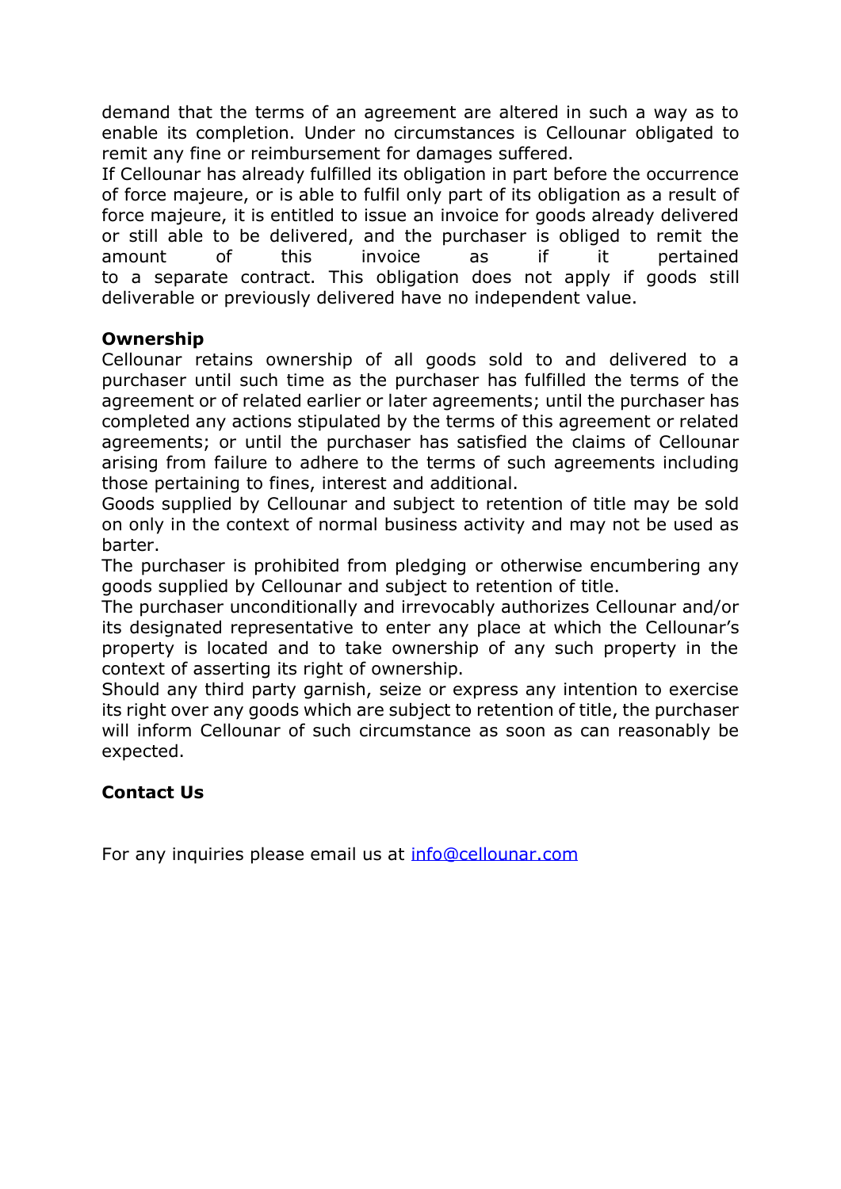demand that the terms of an agreement are altered in such a way as to enable its completion. Under no circumstances is Cellounar obligated to remit any fine or reimbursement for damages suffered.
If Cellounar has already fulfilled its obligation in part before the occurrence of force majeure, or is able to fulfil only part of its obligation as a result of force majeure, it is entitled to issue an invoice for goods already delivered or still able to be delivered, and the purchaser is obliged to remit the amount of this invoice as if it pertained to a separate contract. This obligation does not apply if goods still deliverable or previously delivered have no independent value.

**Ownership**

Cellounar retains ownership of all goods sold to and delivered to a purchaser until such time as the purchaser has fulfilled the terms of the agreement or of related earlier or later agreements; until the purchaser has completed any actions stipulated by the terms of this agreement or related agreements; or until the purchaser has satisfied the claims of Cellounar arising from failure to adhere to the terms of such agreements including those pertaining to fines, interest and additional.
Goods supplied by Cellounar and subject to retention of title may be sold on only in the context of normal business activity and may not be used as barter.
The purchaser is prohibited from pledging or otherwise encumbering any goods supplied by Cellounar and subject to retention of title.
The purchaser unconditionally and irrevocably authorizes Cellounar and/or its designated representative to enter any place at which the Cellounar's property is located and to take ownership of any such property in the context of asserting its right of ownership.
Should any third party garnish, seize or express any intention to exercise its right over any goods which are subject to retention of title, the purchaser will inform Cellounar of such circumstance as soon as can reasonably be expected.

**Contact Us**

For any inquiries please email us at info@cellounar.com